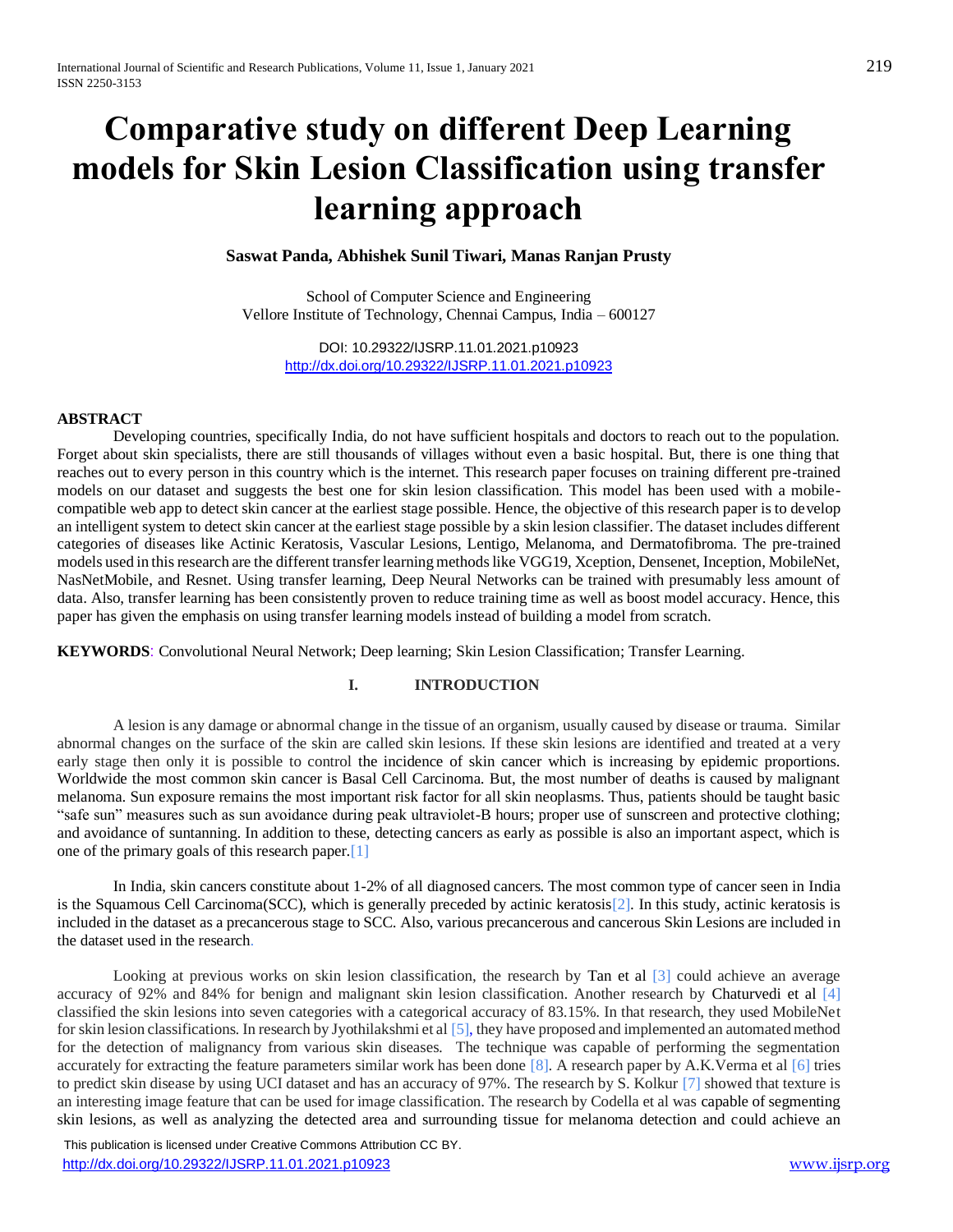# Comparative study on different Deep Learning models for Skin Lesion Classification using transfer learning approach

**Saswat Panda, Abhishek Sunil Tiwari, Manas Ranjan Prusty**

School of Computer Science and Engineering
Vellore Institute of Technology, Chennai Campus, India – 600127

DOI: 10.29322/IJSRP.11.01.2021.p10923
http://dx.doi.org/10.29322/IJSRP.11.01.2021.p10923

**ABSTRACT**

Developing countries, specifically India, do not have sufficient hospitals and doctors to reach out to the population. Forget about skin specialists, there are still thousands of villages without even a basic hospital. But, there is one thing that reaches out to every person in this country which is the internet. This research paper focuses on training different pre-trained models on our dataset and suggests the best one for skin lesion classification. This model has been used with a mobile-compatible web app to detect skin cancer at the earliest stage possible. Hence, the objective of this research paper is to develop an intelligent system to detect skin cancer at the earliest stage possible by a skin lesion classifier. The dataset includes different categories of diseases like Actinic Keratosis, Vascular Lesions, Lentigo, Melanoma, and Dermatofibroma. The pre-trained models used in this research are the different transfer learning methods like VGG19, Xception, Densenet, Inception, MobileNet, NasNetMobile, and Resnet. Using transfer learning, Deep Neural Networks can be trained with presumably less amount of data. Also, transfer learning has been consistently proven to reduce training time as well as boost model accuracy. Hence, this paper has given the emphasis on using transfer learning models instead of building a model from scratch.

**KEYWORDS**: Convolutional Neural Network; Deep learning; Skin Lesion Classification; Transfer Learning.

## I. INTRODUCTION

A lesion is any damage or abnormal change in the tissue of an organism, usually caused by disease or trauma. Similar abnormal changes on the surface of the skin are called skin lesions. If these skin lesions are identified and treated at a very early stage then only it is possible to control the incidence of skin cancer which is increasing by epidemic proportions. Worldwide the most common skin cancer is Basal Cell Carcinoma. But, the most number of deaths is caused by malignant melanoma. Sun exposure remains the most important risk factor for all skin neoplasms. Thus, patients should be taught basic "safe sun" measures such as sun avoidance during peak ultraviolet-B hours; proper use of sunscreen and protective clothing; and avoidance of suntanning. In addition to these, detecting cancers as early as possible is also an important aspect, which is one of the primary goals of this research paper.[1]

In India, skin cancers constitute about 1-2% of all diagnosed cancers. The most common type of cancer seen in India is the Squamous Cell Carcinoma(SCC), which is generally preceded by actinic keratosis[2]. In this study, actinic keratosis is included in the dataset as a precancerous stage to SCC. Also, various precancerous and cancerous Skin Lesions are included in the dataset used in the research.

Looking at previous works on skin lesion classification, the research by Tan et al [3] could achieve an average accuracy of 92% and 84% for benign and malignant skin lesion classification. Another research by Chaturvedi et al [4] classified the skin lesions into seven categories with a categorical accuracy of 83.15%. In that research, they used MobileNet for skin lesion classifications. In research by Jyothilakshmi et al [5], they have proposed and implemented an automated method for the detection of malignancy from various skin diseases. The technique was capable of performing the segmentation accurately for extracting the feature parameters similar work has been done [8]. A research paper by A.K.Verma et al [6] tries to predict skin disease by using UCI dataset and has an accuracy of 97%. The research by S. Kolkur [7] showed that texture is an interesting image feature that can be used for image classification. The research by Codella et al was capable of segmenting skin lesions, as well as analyzing the detected area and surrounding tissue for melanoma detection and could achieve an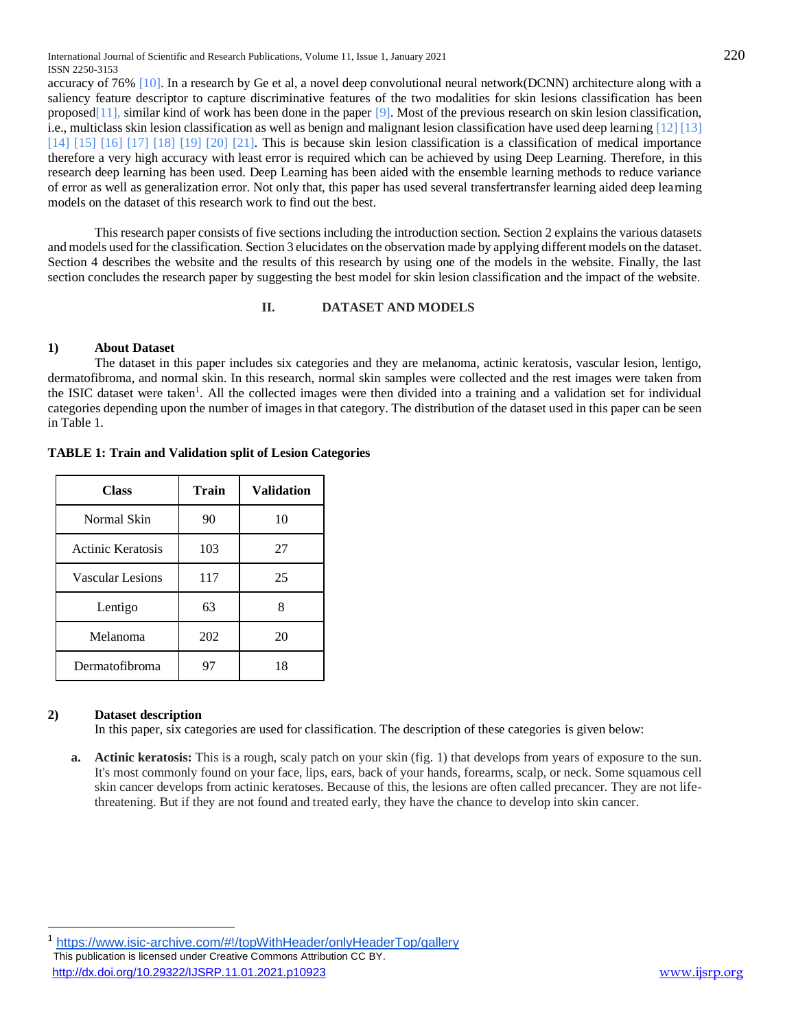accuracy of 76% [10]. In a research by Ge et al, a novel deep convolutional neural network(DCNN) architecture along with a saliency feature descriptor to capture discriminative features of the two modalities for skin lesions classification has been proposed[11], similar kind of work has been done in the paper [9]. Most of the previous research on skin lesion classification, i.e., multiclass skin lesion classification as well as benign and malignant lesion classification have used deep learning [12] [13] [14] [15] [16] [17] [18] [19] [20] [21]. This is because skin lesion classification is a classification of medical importance therefore a very high accuracy with least error is required which can be achieved by using Deep Learning. Therefore, in this research deep learning has been used. Deep Learning has been aided with the ensemble learning methods to reduce variance of error as well as generalization error. Not only that, this paper has used several transfertransfer learning aided deep learning models on the dataset of this research work to find out the best.

This research paper consists of five sections including the introduction section. Section 2 explains the various datasets and models used for the classification. Section 3 elucidates on the observation made by applying different models on the dataset. Section 4 describes the website and the results of this research by using one of the models in the website. Finally, the last section concludes the research paper by suggesting the best model for skin lesion classification and the impact of the website.

## II. DATASET AND MODELS

### 1) About Dataset

The dataset in this paper includes six categories and they are melanoma, actinic keratosis, vascular lesion, lentigo, dermatofibroma, and normal skin. In this research, normal skin samples were collected and the rest images were taken from the ISIC dataset were taken[1]. All the collected images were then divided into a training and a validation set for individual categories depending upon the number of images in that category. The distribution of the dataset used in this paper can be seen in Table 1.

**TABLE 1: Train and Validation split of Lesion Categories**

| Class | Train | Validation |
|---|---|---|
| Normal Skin | 90 | 10 |
| Actinic Keratosis | 103 | 27 |
| Vascular Lesions | 117 | 25 |
| Lentigo | 63 | 8 |
| Melanoma | 202 | 20 |
| Dermatofibroma | 97 | 18 |

### 2) Dataset description

In this paper, six categories are used for classification. The description of these categories is given below:

a. **Actinic keratosis:** This is a rough, scaly patch on your skin (fig. 1) that develops from years of exposure to the sun. It's most commonly found on your face, lips, ears, back of your hands, forearms, scalp, or neck. Some squamous cell skin cancer develops from actinic keratoses. Because of this, the lesions are often called precancer. They are not life-threatening. But if they are not found and treated early, they have the chance to develop into skin cancer.

[1] https://www.isic-archive.com/#!/topWithHeader/onlyHeaderTop/gallery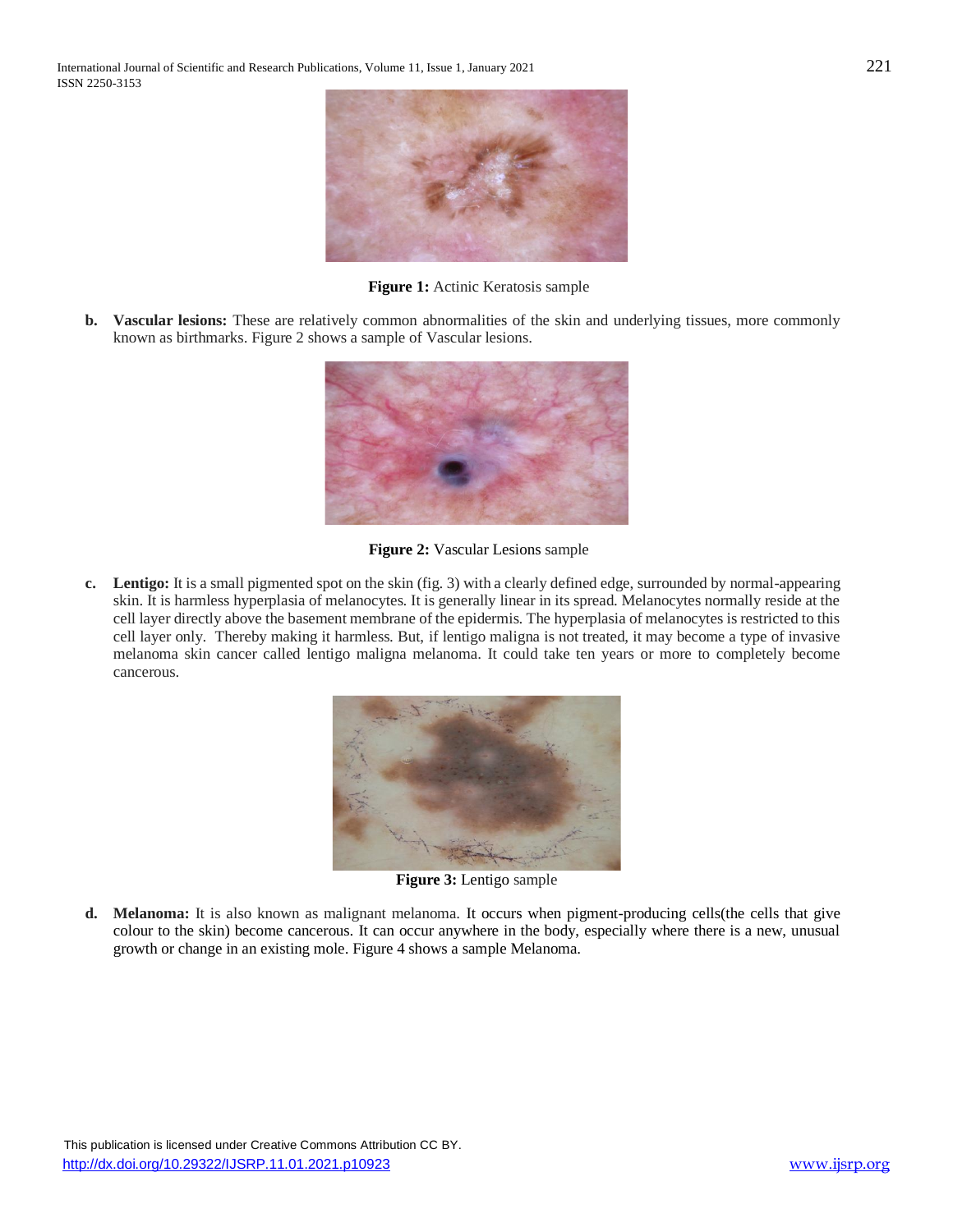Figure 1: Actinic Keratosis sample

**b. Vascular lesions:** These are relatively common abnormalities of the skin and underlying tissues, more commonly known as birthmarks. Figure 2 shows a sample of Vascular lesions.

**Figure 2:** Vascular Lesions sample

**c. Lentigo:** It is a small pigmented spot on the skin (fig. 3) with a clearly defined edge, surrounded by normal-appearing skin. It is harmless hyperplasia of melanocytes. It is generally linear in its spread. Melanocytes normally reside at the cell layer directly above the basement membrane of the epidermis. The hyperplasia of melanocytes is restricted to this cell layer only. Thereby making it harmless. But, if lentigo maligna is not treated, it may become a type of invasive melanoma skin cancer called lentigo maligna melanoma. It could take ten years or more to completely become cancerous.

**Figure 3:** Lentigo sample

**d. Melanoma:** It is also known as malignant melanoma. It occurs when pigment-producing cells(the cells that give colour to the skin) become cancerous. It can occur anywhere in the body, especially where there is a new, unusual growth or change in an existing mole. Figure 4 shows a sample Melanoma.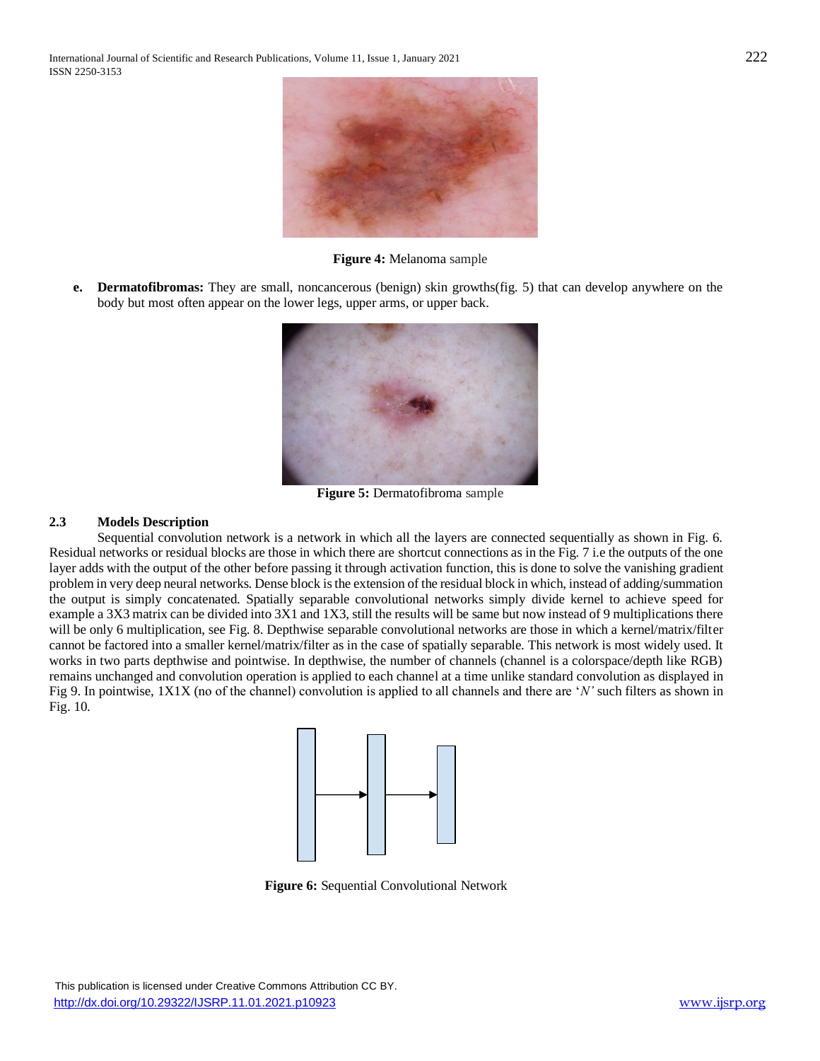**Figure 4:** Melanoma sample

**e.** **Dermatofibromas:** They are small, noncancerous (benign) skin growths(fig. 5) that can develop anywhere on the body but most often appear on the lower legs, upper arms, or upper back.

**Figure 5:** Dermatofibroma sample

### 2.3 Models Description

Sequential convolution network is a network in which all the layers are connected sequentially as shown in Fig. 6. Residual networks or residual blocks are those in which there are shortcut connections as in the Fig. 7 i.e the outputs of the one layer adds with the output of the other before passing it through activation function, this is done to solve the vanishing gradient problem in very deep neural networks. Dense block is the extension of the residual block in which, instead of adding/summation the output is simply concatenated. Spatially separable convolutional networks simply divide kernel to achieve speed for example a 3X3 matrix can be divided into 3X1 and 1X3, still the results will be same but now instead of 9 multiplications there will be only 6 multiplication, see Fig. 8. Depthwise separable convolutional networks are those in which a kernel/matrix/filter cannot be factored into a smaller kernel/matrix/filter as in the case of spatially separable. This network is most widely used. It works in two parts depthwise and pointwise. In depthwise, the number of channels (channel is a colorspace/depth like RGB) remains unchanged and convolution operation is applied to each channel at a time unlike standard convolution as displayed in Fig 9. In pointwise, 1X1X (no of the channel) convolution is applied to all channels and there are '*N'* such filters as shown in Fig. 10.

**Figure 6:** Sequential Convolutional Network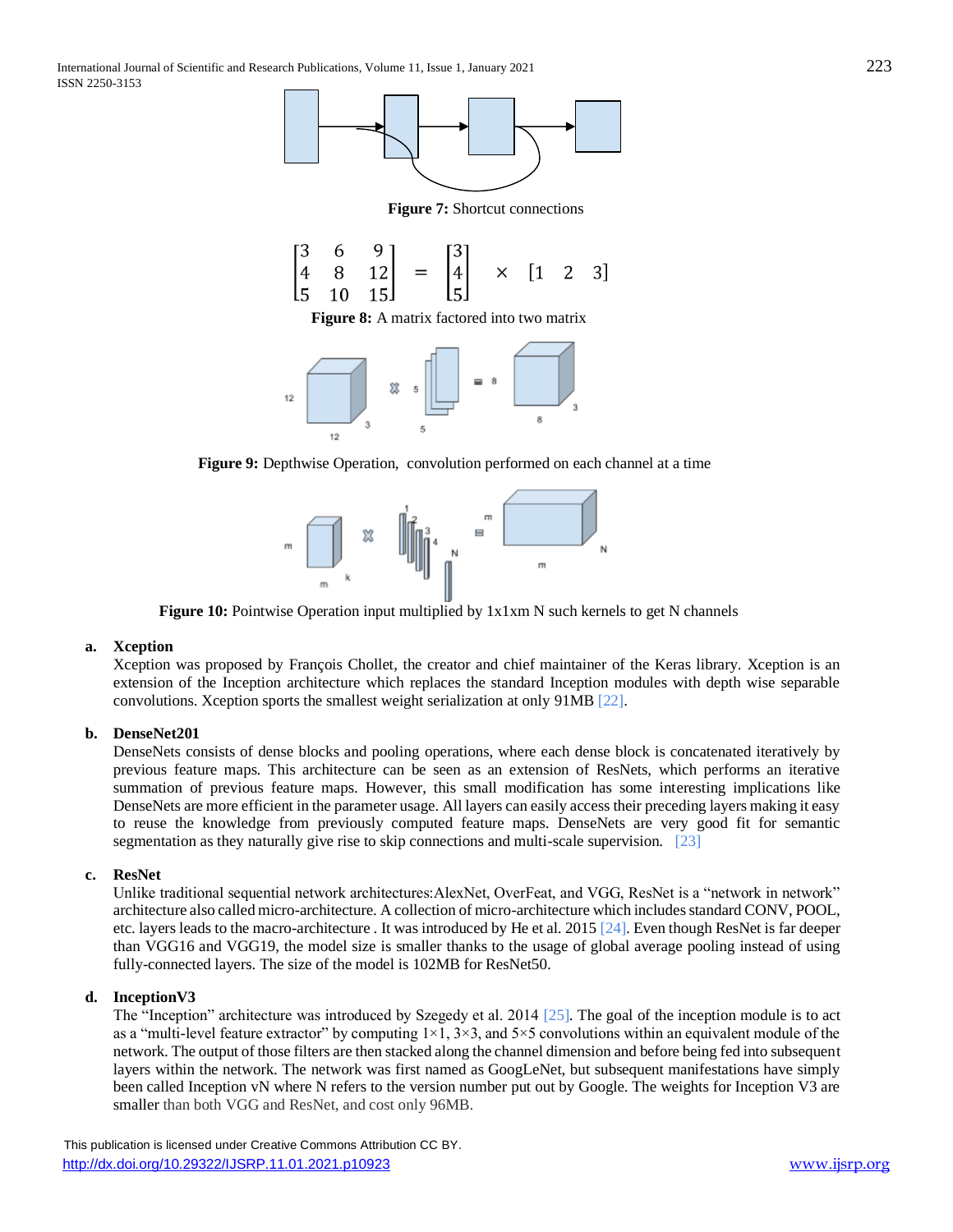**Figure 7:** Shortcut connections

$$\begin{bmatrix} 3 & 6 & 9 \\ 4 & 8 & 12 \\ 5 & 10 & 15 \end{bmatrix} = \begin{bmatrix} 3 \\ 4 \\ 5 \end{bmatrix} \times \begin{bmatrix} 1 & 2 & 3 \end{bmatrix}$$

**Figure 8:** A matrix factored into two matrix

**Figure 9:** Depthwise Operation, convolution performed on each channel at a time

**Figure 10:** Pointwise Operation input multiplied by 1x1xm N such kernels to get N channels

**a. Xception**

Xception was proposed by François Chollet, the creator and chief maintainer of the Keras library. Xception is an extension of the Inception architecture which replaces the standard Inception modules with depth wise separable convolutions. Xception sports the smallest weight serialization at only 91MB [22].

**b. DenseNet201**

DenseNets consists of dense blocks and pooling operations, where each dense block is concatenated iteratively by previous feature maps. This architecture can be seen as an extension of ResNets, which performs an iterative summation of previous feature maps. However, this small modification has some interesting implications like DenseNets are more efficient in the parameter usage. All layers can easily access their preceding layers making it easy to reuse the knowledge from previously computed feature maps. DenseNets are very good fit for semantic segmentation as they naturally give rise to skip connections and multi-scale supervision. [23]

**c. ResNet**

Unlike traditional sequential network architectures:AlexNet, OverFeat, and VGG, ResNet is a "network in network" architecture also called micro-architecture. A collection of micro-architecture which includes standard CONV, POOL, etc. layers leads to the macro-architecture . It was introduced by He et al. 2015 [24]. Even though ResNet is far deeper than VGG16 and VGG19, the model size is smaller thanks to the usage of global average pooling instead of using fully-connected layers. The size of the model is 102MB for ResNet50.

**d. InceptionV3**

The "Inception" architecture was introduced by Szegedy et al. 2014 [25]. The goal of the inception module is to act as a "multi-level feature extractor" by computing 1×1, 3×3, and 5×5 convolutions within an equivalent module of the network. The output of those filters are then stacked along the channel dimension and before being fed into subsequent layers within the network. The network was first named as GoogLeNet, but subsequent manifestations have simply been called Inception vN where N refers to the version number put out by Google. The weights for Inception V3 are smaller than both VGG and ResNet, and cost only 96MB.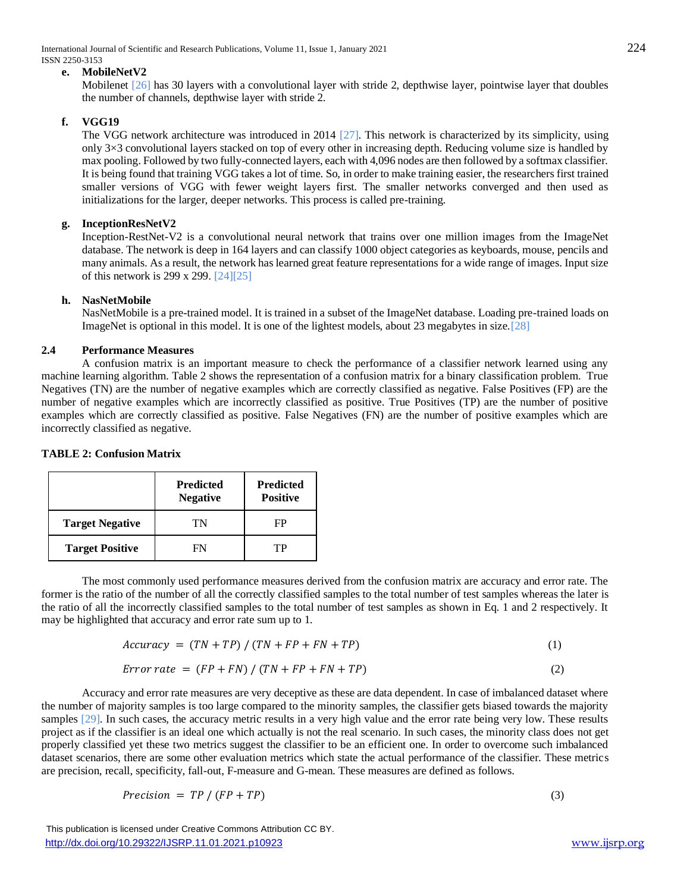**e. MobileNetV2**

Mobilenet [26] has 30 layers with a convolutional layer with stride 2, depthwise layer, pointwise layer that doubles the number of channels, depthwise layer with stride 2.

**f. VGG19**

The VGG network architecture was introduced in 2014 [27]. This network is characterized by its simplicity, using only 3×3 convolutional layers stacked on top of every other in increasing depth. Reducing volume size is handled by max pooling. Followed by two fully-connected layers, each with 4,096 nodes are then followed by a softmax classifier. It is being found that training VGG takes a lot of time. So, in order to make training easier, the researchers first trained smaller versions of VGG with fewer weight layers first. The smaller networks converged and then used as initializations for the larger, deeper networks. This process is called pre-training.

**g. InceptionResNetV2**

Inception-RestNet-V2 is a convolutional neural network that trains over one million images from the ImageNet database. The network is deep in 164 layers and can classify 1000 object categories as keyboards, mouse, pencils and many animals. As a result, the network has learned great feature representations for a wide range of images. Input size of this network is 299 x 299. [24][25]

**h. NasNetMobile**

NasNetMobile is a pre-trained model. It is trained in a subset of the ImageNet database. Loading pre-trained loads on ImageNet is optional in this model. It is one of the lightest models, about 23 megabytes in size.[28]

### 2.4 Performance Measures

A confusion matrix is an important measure to check the performance of a classifier network learned using any machine learning algorithm. Table 2 shows the representation of a confusion matrix for a binary classification problem. True Negatives (TN) are the number of negative examples which are correctly classified as negative. False Positives (FP) are the number of negative examples which are incorrectly classified as positive. True Positives (TP) are the number of positive examples which are correctly classified as positive. False Negatives (FN) are the number of positive examples which are incorrectly classified as negative.

**TABLE 2: Confusion Matrix**

| | **Predicted Negative** | **Predicted Positive** |
|---|---|---|
| **Target Negative** | TN | FP |
| **Target Positive** | FN | TP |

The most commonly used performance measures derived from the confusion matrix are accuracy and error rate. The former is the ratio of the number of all the correctly classified samples to the total number of test samples whereas the later is the ratio of all the incorrectly classified samples to the total number of test samples as shown in Eq. 1 and 2 respectively. It may be highlighted that accuracy and error rate sum up to 1.

$$Accuracy = (TN + TP) / (TN + FP + FN + TP) \tag{1}$$

$$Error\ rate = (FP + FN) / (TN + FP + FN + TP) \tag{2}$$

Accuracy and error rate measures are very deceptive as these are data dependent. In case of imbalanced dataset where the number of majority samples is too large compared to the minority samples, the classifier gets biased towards the majority samples [29]. In such cases, the accuracy metric results in a very high value and the error rate being very low. These results project as if the classifier is an ideal one which actually is not the real scenario. In such cases, the minority class does not get properly classified yet these two metrics suggest the classifier to be an efficient one. In order to overcome such imbalanced dataset scenarios, there are some other evaluation metrics which state the actual performance of the classifier. These metrics are precision, recall, specificity, fall-out, F-measure and G-mean. These measures are defined as follows.

$$Precision = TP / (FP + TP) \tag{3}$$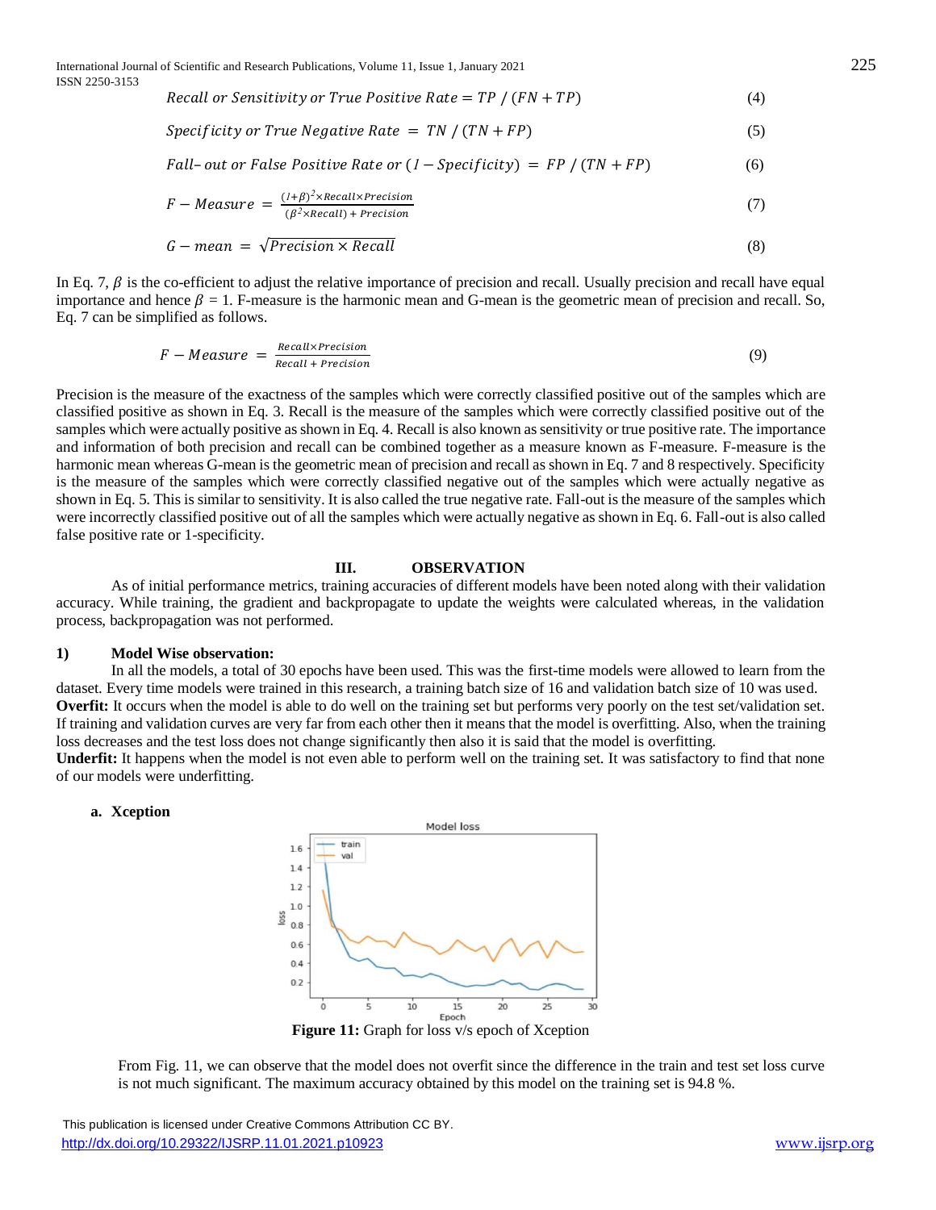$$Recall\ or\ Sensitivity\ or\ True\ Positive\ Rate = TP\ /\ (FN + TP) \quad (4)$$

$$Specificity\ or\ True\ Negative\ Rate\ =\ TN\ /\ (TN + FP) \quad (5)$$

$$Fall\text{–}\ out\ or\ False\ Positive\ Rate\ or\ (1 - Specificity)\ =\ FP\ /\ (TN + FP) \quad (6)$$

$$F - Measure\ =\ \frac{(1+\beta)^2 \times Recall \times Precision}{(\beta^2 \times Recall) + Precision} \quad (7)$$

$$G - mean\ =\ \sqrt{Precision \times Recall} \quad (8)$$

In Eq. 7, $\beta$ is the co-efficient to adjust the relative importance of precision and recall. Usually precision and recall have equal importance and hence $\beta$ = 1. F-measure is the harmonic mean and G-mean is the geometric mean of precision and recall. So, Eq. 7 can be simplified as follows.

$$F - Measure\ =\ \frac{Recall \times Precision}{Recall\ +\ Precision} \quad (9)$$

Precision is the measure of the exactness of the samples which were correctly classified positive out of the samples which are classified positive as shown in Eq. 3. Recall is the measure of the samples which were correctly classified positive out of the samples which were actually positive as shown in Eq. 4. Recall is also known as sensitivity or true positive rate. The importance and information of both precision and recall can be combined together as a measure known as F-measure. F-measure is the harmonic mean whereas G-mean is the geometric mean of precision and recall as shown in Eq. 7 and 8 respectively. Specificity is the measure of the samples which were correctly classified negative out of the samples which were actually negative as shown in Eq. 5. This is similar to sensitivity. It is also called the true negative rate. Fall-out is the measure of the samples which were incorrectly classified positive out of all the samples which were actually negative as shown in Eq. 6. Fall-out is also called false positive rate or 1-specificity.

## III. OBSERVATION

As of initial performance metrics, training accuracies of different models have been noted along with their validation accuracy. While training, the gradient and backpropagate to update the weights were calculated whereas, in the validation process, backpropagation was not performed.

### 1) Model Wise observation:

In all the models, a total of 30 epochs have been used. This was the first-time models were allowed to learn from the dataset. Every time models were trained in this research, a training batch size of 16 and validation batch size of 10 was used.

**Overfit:** It occurs when the model is able to do well on the training set but performs very poorly on the test set/validation set. If training and validation curves are very far from each other then it means that the model is overfitting. Also, when the training loss decreases and the test loss does not change significantly then also it is said that the model is overfitting.

**Underfit:** It happens when the model is not even able to perform well on the training set. It was satisfactory to find that none of our models were underfitting.

#### a. Xception

**Figure 11:** Graph for loss v/s epoch of Xception

From Fig. 11, we can observe that the model does not overfit since the difference in the train and test set loss curve is not much significant. The maximum accuracy obtained by this model on the training set is 94.8 %.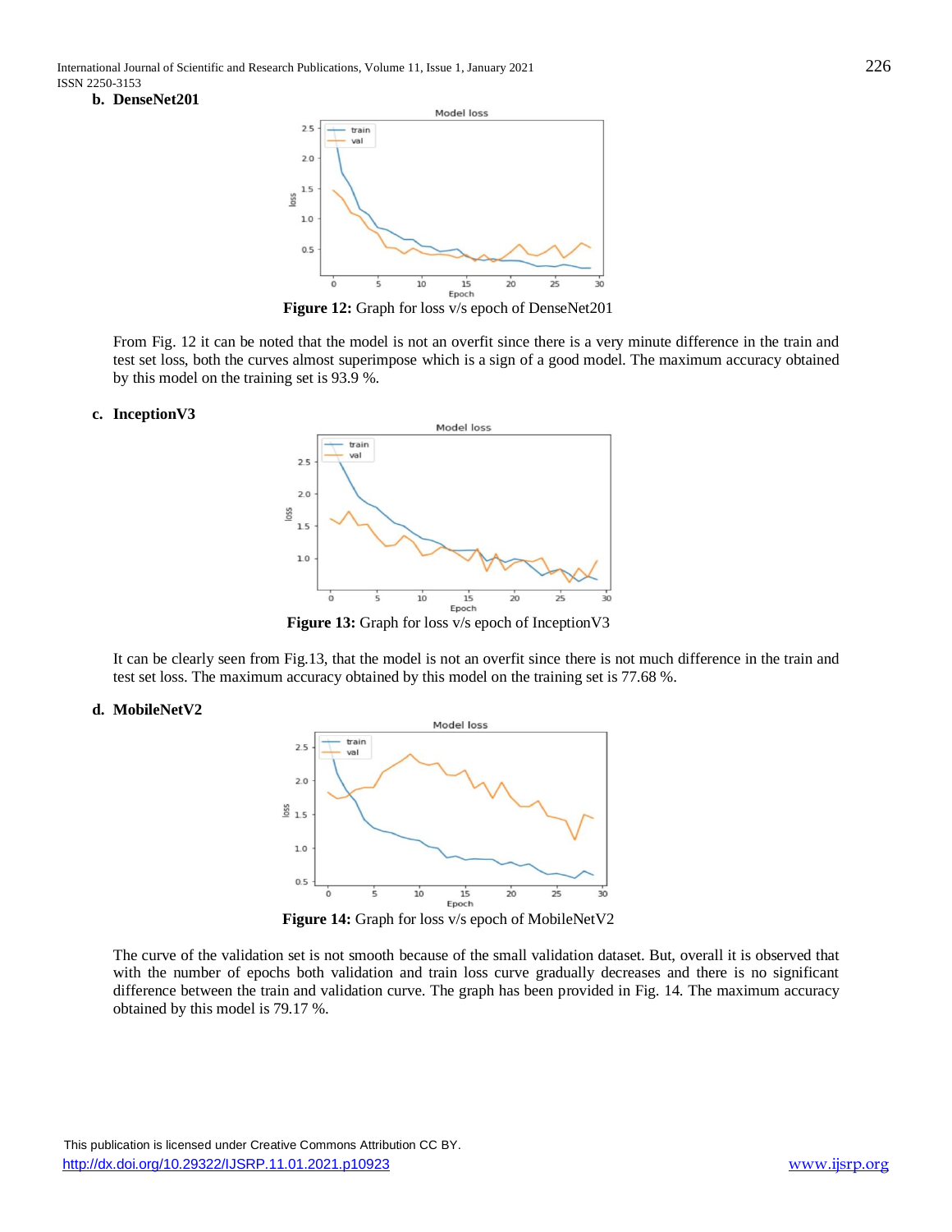**b. DenseNet201**

**Figure 12:** Graph for loss v/s epoch of DenseNet201

From Fig. 12 it can be noted that the model is not an overfit since there is a very minute difference in the train and test set loss, both the curves almost superimpose which is a sign of a good model. The maximum accuracy obtained by this model on the training set is 93.9 %.

**c. InceptionV3**

**Figure 13:** Graph for loss v/s epoch of InceptionV3

It can be clearly seen from Fig.13, that the model is not an overfit since there is not much difference in the train and test set loss. The maximum accuracy obtained by this model on the training set is 77.68 %.

**d. MobileNetV2**

**Figure 14:** Graph for loss v/s epoch of MobileNetV2

The curve of the validation set is not smooth because of the small validation dataset. But, overall it is observed that with the number of epochs both validation and train loss curve gradually decreases and there is no significant difference between the train and validation curve. The graph has been provided in Fig. 14. The maximum accuracy obtained by this model is 79.17 %.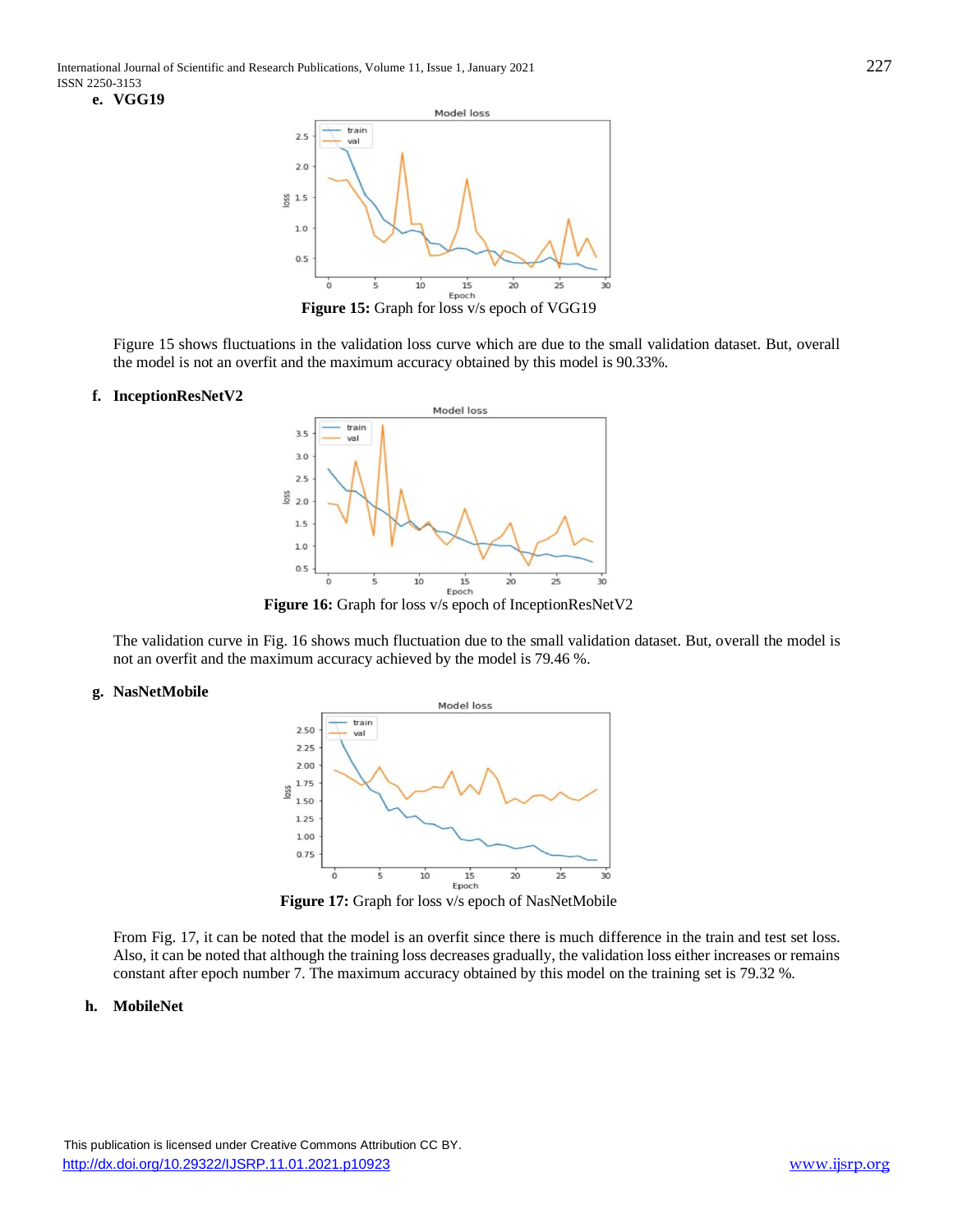**e. VGG19**

**Figure 15:** Graph for loss v/s epoch of VGG19

Figure 15 shows fluctuations in the validation loss curve which are due to the small validation dataset. But, overall the model is not an overfit and the maximum accuracy obtained by this model is 90.33%.

**f. InceptionResNetV2**

**Figure 16:** Graph for loss v/s epoch of InceptionResNetV2

The validation curve in Fig. 16 shows much fluctuation due to the small validation dataset. But, overall the model is not an overfit and the maximum accuracy achieved by the model is 79.46 %.

**g. NasNetMobile**

**Figure 17:** Graph for loss v/s epoch of NasNetMobile

From Fig. 17, it can be noted that the model is an overfit since there is much difference in the train and test set loss. Also, it can be noted that although the training loss decreases gradually, the validation loss either increases or remains constant after epoch number 7. The maximum accuracy obtained by this model on the training set is 79.32 %.

**h. MobileNet**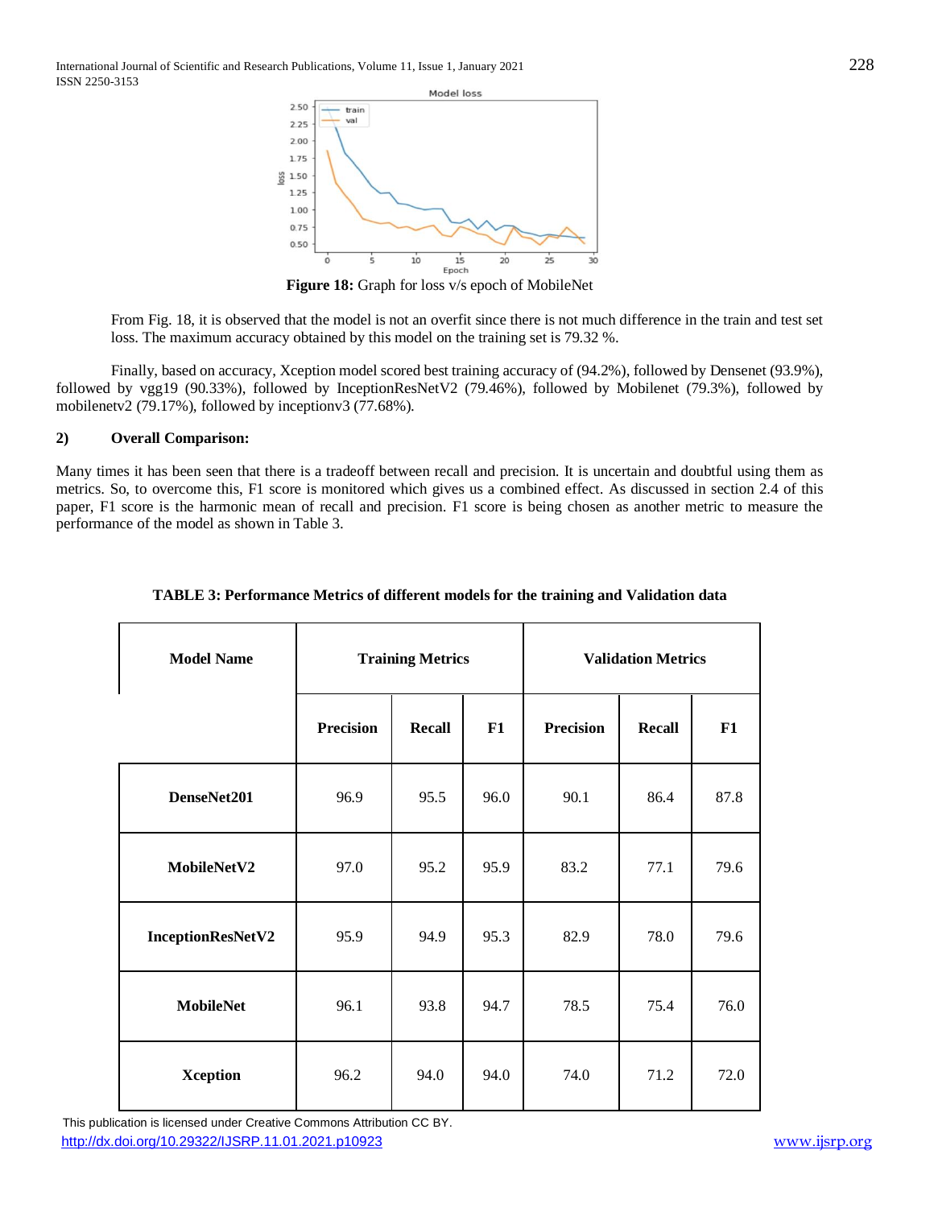**Figure 18:** Graph for loss v/s epoch of MobileNet

From Fig. 18, it is observed that the model is not an overfit since there is not much difference in the train and test set loss. The maximum accuracy obtained by this model on the training set is 79.32 %.

Finally, based on accuracy, Xception model scored best training accuracy of (94.2%), followed by Densenet (93.9%), followed by vgg19 (90.33%), followed by InceptionResNetV2 (79.46%), followed by Mobilenet (79.3%), followed by mobilenetv2 (79.17%), followed by inceptionv3 (77.68%).

### 2) Overall Comparison:

Many times it has been seen that there is a tradeoff between recall and precision. It is uncertain and doubtful using them as metrics. So, to overcome this, F1 score is monitored which gives us a combined effect. As discussed in section 2.4 of this paper, F1 score is the harmonic mean of recall and precision. F1 score is being chosen as another metric to measure the performance of the model as shown in Table 3.

**TABLE 3: Performance Metrics of different models for the training and Validation data**

| Model Name | Training Metrics | | | Validation Metrics | | |
|---|---|---|---|---|---|---|
| | Precision | Recall | F1 | Precision | Recall | F1 |
| **DenseNet201** | 96.9 | 95.5 | 96.0 | 90.1 | 86.4 | 87.8 |
| **MobileNetV2** | 97.0 | 95.2 | 95.9 | 83.2 | 77.1 | 79.6 |
| **InceptionResNetV2** | 95.9 | 94.9 | 95.3 | 82.9 | 78.0 | 79.6 |
| **MobileNet** | 96.1 | 93.8 | 94.7 | 78.5 | 75.4 | 76.0 |
| **Xception** | 96.2 | 94.0 | 94.0 | 74.0 | 71.2 | 72.0 |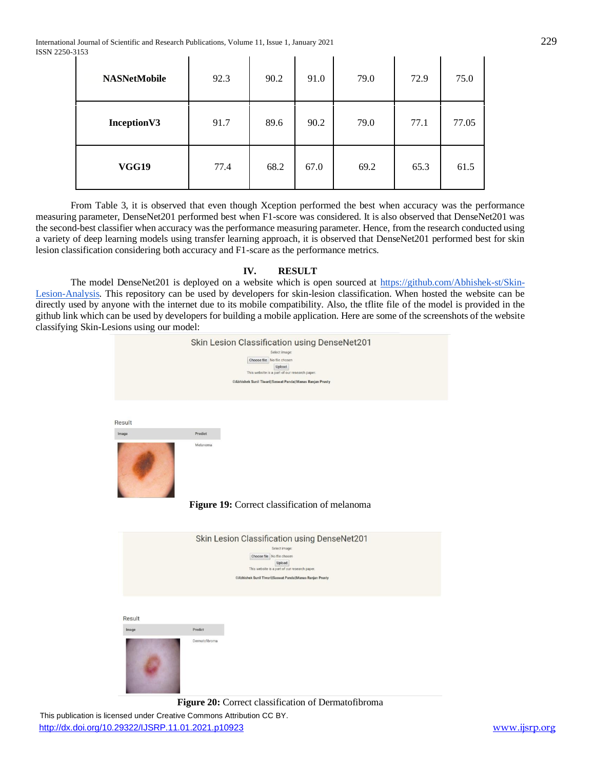| NASNetMobile | 92.3 | 90.2 | 91.0 | 79.0 | 72.9 | 75.0 |
|---|---|---|---|---|---|---|
| InceptionV3 | 91.7 | 89.6 | 90.2 | 79.0 | 77.1 | 77.05 |
| VGG19 | 77.4 | 68.2 | 67.0 | 69.2 | 65.3 | 61.5 |

From Table 3, it is observed that even though Xception performed the best when accuracy was the performance measuring parameter, DenseNet201 performed best when F1-score was considered. It is also observed that DenseNet201 was the second-best classifier when accuracy was the performance measuring parameter. Hence, from the research conducted using a variety of deep learning models using transfer learning approach, it is observed that DenseNet201 performed best for skin lesion classification considering both accuracy and F1-scare as the performance metrics.

## IV. RESULT

The model DenseNet201 is deployed on a website which is open sourced at https://github.com/Abhishek-st/Skin-Lesion-Analysis. This repository can be used by developers for skin-lesion classification. When hosted the website can be directly used by anyone with the internet due to its mobile compatibility. Also, the tflite file of the model is provided in the github link which can be used by developers for building a mobile application. Here are some of the screenshots of the website classifying Skin-Lesions using our model:

**Figure 19:** Correct classification of melanoma

**Figure 20:** Correct classification of Dermatofibroma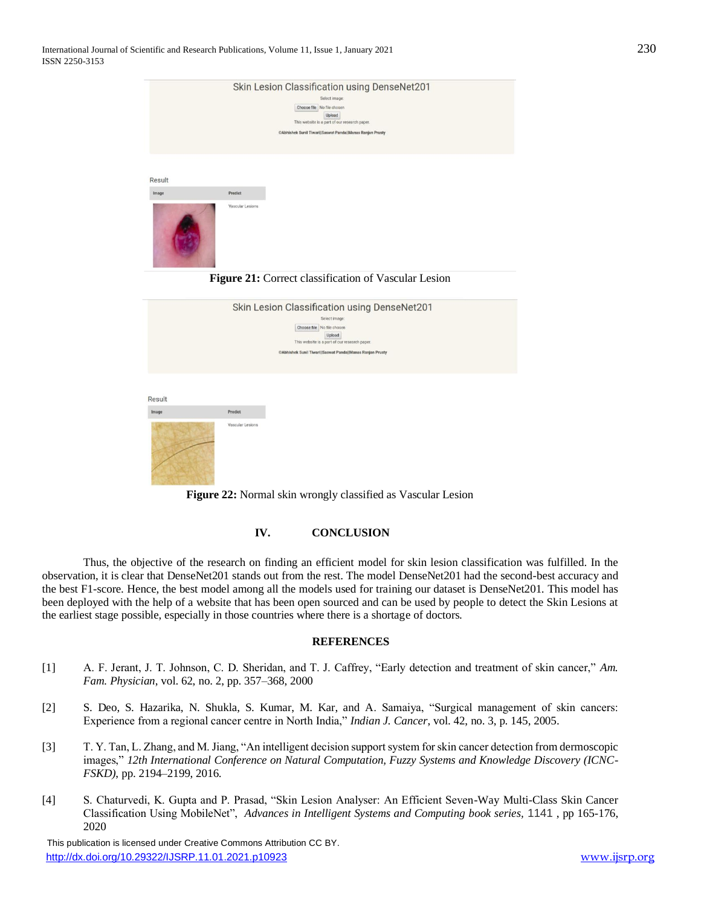Figure 21: Correct classification of Vascular Lesion

Figure 22: Normal skin wrongly classified as Vascular Lesion

## IV. CONCLUSION

Thus, the objective of the research on finding an efficient model for skin lesion classification was fulfilled. In the observation, it is clear that DenseNet201 stands out from the rest. The model DenseNet201 had the second-best accuracy and the best F1-score. Hence, the best model among all the models used for training our dataset is DenseNet201. This model has been deployed with the help of a website that has been open sourced and can be used by people to detect the Skin Lesions at the earliest stage possible, especially in those countries where there is a shortage of doctors.

## REFERENCES

[1] A. F. Jerant, J. T. Johnson, C. D. Sheridan, and T. J. Caffrey, "Early detection and treatment of skin cancer," *Am. Fam. Physician*, vol. 62, no. 2, pp. 357–368, 2000

[2] S. Deo, S. Hazarika, N. Shukla, S. Kumar, M. Kar, and A. Samaiya, "Surgical management of skin cancers: Experience from a regional cancer centre in North India," *Indian J. Cancer*, vol. 42, no. 3, p. 145, 2005.

[3] T. Y. Tan, L. Zhang, and M. Jiang, "An intelligent decision support system for skin cancer detection from dermoscopic images," *12th International Conference on Natural Computation, Fuzzy Systems and Knowledge Discovery (ICNC-FSKD)*, pp. 2194–2199, 2016.

[4] S. Chaturvedi, K. Gupta and P. Prasad, "Skin Lesion Analyser: An Efficient Seven-Way Multi-Class Skin Cancer Classification Using MobileNet", *Advances in Intelligent Systems and Computing book series*, 1141 , pp 165-176, 2020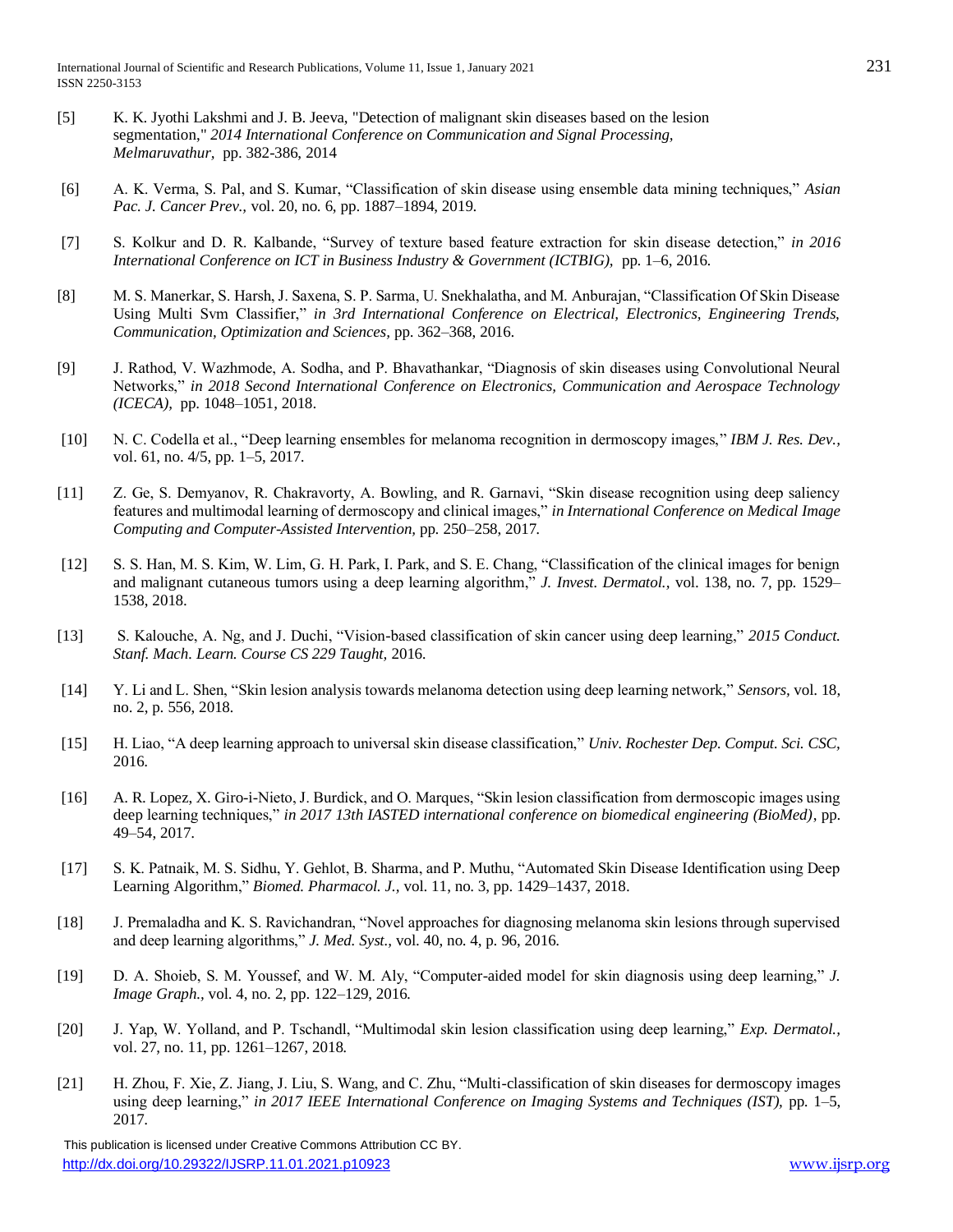[5] K. K. Jyothi Lakshmi and J. B. Jeeva, "Detection of malignant skin diseases based on the lesion segmentation," *2014 International Conference on Communication and Signal Processing, Melmaruvathur,* pp. 382-386, 2014

[6] A. K. Verma, S. Pal, and S. Kumar, "Classification of skin disease using ensemble data mining techniques," *Asian Pac. J. Cancer Prev.,* vol. 20, no. 6, pp. 1887–1894, 2019.

[7] S. Kolkur and D. R. Kalbande, "Survey of texture based feature extraction for skin disease detection," *in 2016 International Conference on ICT in Business Industry & Government (ICTBIG),* pp. 1–6, 2016.

[8] M. S. Manerkar, S. Harsh, J. Saxena, S. P. Sarma, U. Snekhalatha, and M. Anburajan, "Classification Of Skin Disease Using Multi Svm Classifier," *in 3rd International Conference on Electrical, Electronics, Engineering Trends, Communication, Optimization and Sciences,* pp. 362–368, 2016.

[9] J. Rathod, V. Wazhmode, A. Sodha, and P. Bhavathankar, "Diagnosis of skin diseases using Convolutional Neural Networks," *in 2018 Second International Conference on Electronics, Communication and Aerospace Technology (ICECA),* pp. 1048–1051, 2018.

[10] N. C. Codella et al., "Deep learning ensembles for melanoma recognition in dermoscopy images," *IBM J. Res. Dev.,* vol. 61, no. 4/5, pp. 1–5, 2017.

[11] Z. Ge, S. Demyanov, R. Chakravorty, A. Bowling, and R. Garnavi, "Skin disease recognition using deep saliency features and multimodal learning of dermoscopy and clinical images," *in International Conference on Medical Image Computing and Computer-Assisted Intervention,* pp. 250–258, 2017.

[12] S. S. Han, M. S. Kim, W. Lim, G. H. Park, I. Park, and S. E. Chang, "Classification of the clinical images for benign and malignant cutaneous tumors using a deep learning algorithm," *J. Invest. Dermatol.,* vol. 138, no. 7, pp. 1529–1538, 2018.

[13] S. Kalouche, A. Ng, and J. Duchi, "Vision-based classification of skin cancer using deep learning," *2015 Conduct. Stanf. Mach. Learn. Course CS 229 Taught,* 2016.

[14] Y. Li and L. Shen, "Skin lesion analysis towards melanoma detection using deep learning network," *Sensors,* vol. 18, no. 2, p. 556, 2018.

[15] H. Liao, "A deep learning approach to universal skin disease classification," *Univ. Rochester Dep. Comput. Sci. CSC,* 2016.

[16] A. R. Lopez, X. Giro-i-Nieto, J. Burdick, and O. Marques, "Skin lesion classification from dermoscopic images using deep learning techniques," *in 2017 13th IASTED international conference on biomedical engineering (BioMed)*, pp. 49–54, 2017.

[17] S. K. Patnaik, M. S. Sidhu, Y. Gehlot, B. Sharma, and P. Muthu, "Automated Skin Disease Identification using Deep Learning Algorithm," *Biomed. Pharmacol. J.,* vol. 11, no. 3, pp. 1429–1437, 2018.

[18] J. Premaladha and K. S. Ravichandran, "Novel approaches for diagnosing melanoma skin lesions through supervised and deep learning algorithms," *J. Med. Syst.,* vol. 40, no. 4, p. 96, 2016.

[19] D. A. Shoieb, S. M. Youssef, and W. M. Aly, "Computer-aided model for skin diagnosis using deep learning," *J. Image Graph.,* vol. 4, no. 2, pp. 122–129, 2016.

[20] J. Yap, W. Yolland, and P. Tschandl, "Multimodal skin lesion classification using deep learning," *Exp. Dermatol.,* vol. 27, no. 11, pp. 1261–1267, 2018.

[21] H. Zhou, F. Xie, Z. Jiang, J. Liu, S. Wang, and C. Zhu, "Multi-classification of skin diseases for dermoscopy images using deep learning," *in 2017 IEEE International Conference on Imaging Systems and Techniques (IST),* pp. 1–5, 2017.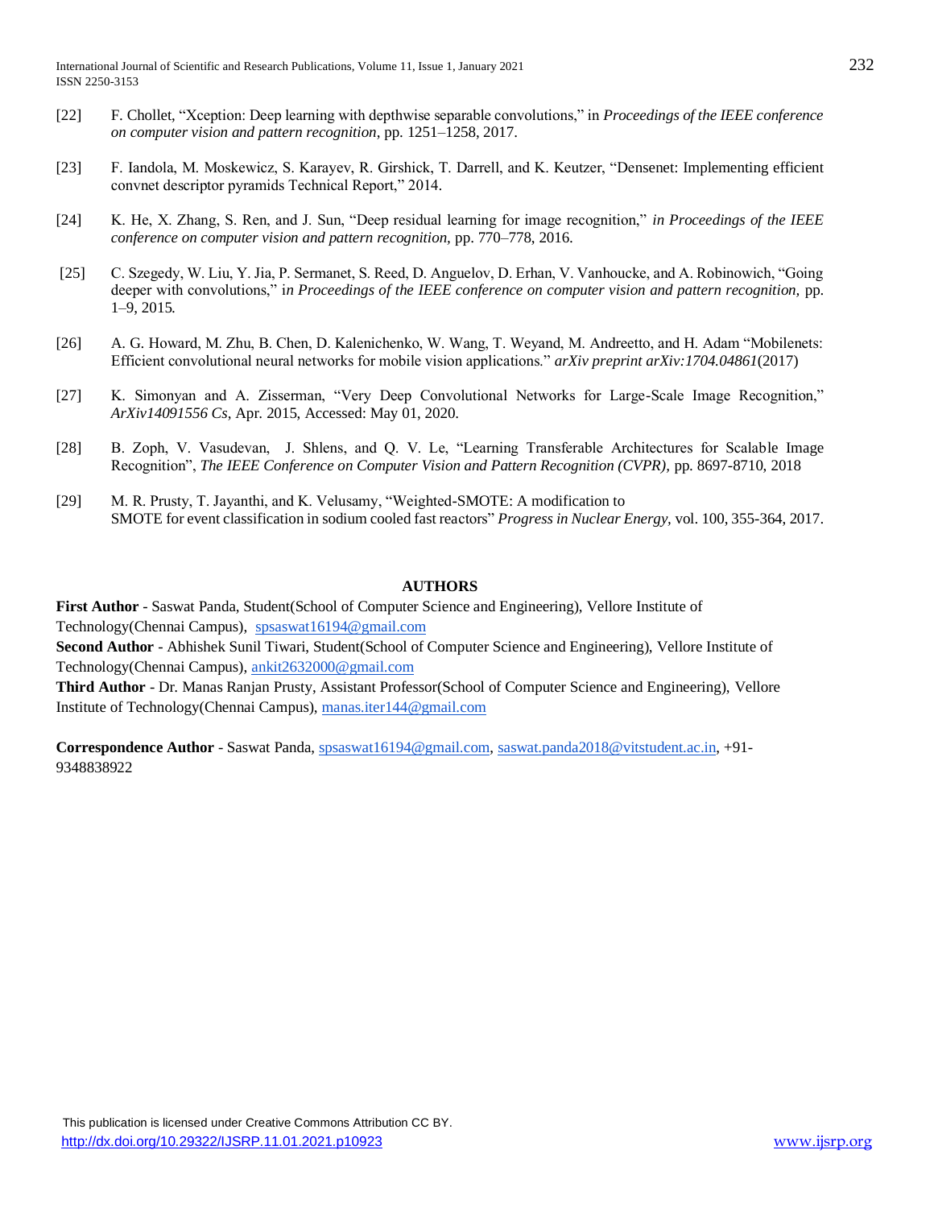[22] F. Chollet, "Xception: Deep learning with depthwise separable convolutions," in *Proceedings of the IEEE conference on computer vision and pattern recognition*, pp. 1251–1258, 2017.

[23] F. Iandola, M. Moskewicz, S. Karayev, R. Girshick, T. Darrell, and K. Keutzer, "Densenet: Implementing efficient convnet descriptor pyramids Technical Report," 2014.

[24] K. He, X. Zhang, S. Ren, and J. Sun, "Deep residual learning for image recognition," *in Proceedings of the IEEE conference on computer vision and pattern recognition,* pp. 770–778, 2016.

[25] C. Szegedy, W. Liu, Y. Jia, P. Sermanet, S. Reed, D. Anguelov, D. Erhan, V. Vanhoucke, and A. Robinowich, "Going deeper with convolutions," i*n Proceedings of the IEEE conference on computer vision and pattern recognition,* pp. 1–9, 2015.

[26] A. G. Howard, M. Zhu, B. Chen, D. Kalenichenko, W. Wang, T. Weyand, M. Andreetto, and H. Adam "Mobilenets: Efficient convolutional neural networks for mobile vision applications." *arXiv preprint arXiv:1704.04861*(2017)

[27] K. Simonyan and A. Zisserman, "Very Deep Convolutional Networks for Large-Scale Image Recognition," *ArXiv14091556 Cs*, Apr. 2015, Accessed: May 01, 2020.

[28] B. Zoph, V. Vasudevan, J. Shlens, and Q. V. Le, "Learning Transferable Architectures for Scalable Image Recognition", *The IEEE Conference on Computer Vision and Pattern Recognition (CVPR),* pp. 8697-8710, 2018

[29] M. R. Prusty, T. Jayanthi, and K. Velusamy, "Weighted-SMOTE: A modification to SMOTE for event classification in sodium cooled fast reactors" *Progress in Nuclear Energy,* vol. 100, 355-364, 2017.

**AUTHORS**

**First Author** - Saswat Panda, Student(School of Computer Science and Engineering), Vellore Institute of Technology(Chennai Campus), spsaswat16194@gmail.com

**Second Author** - Abhishek Sunil Tiwari, Student(School of Computer Science and Engineering), Vellore Institute of Technology(Chennai Campus), ankit2632000@gmail.com

**Third Author** - Dr. Manas Ranjan Prusty, Assistant Professor(School of Computer Science and Engineering), Vellore Institute of Technology(Chennai Campus), manas.iter144@gmail.com

**Correspondence Author** - Saswat Panda, spsaswat16194@gmail.com, saswat.panda2018@vitstudent.ac.in, +91-9348838922

This publication is licensed under Creative Commons Attribution CC BY.
http://dx.doi.org/10.29322/IJSRP.11.01.2021.p10923